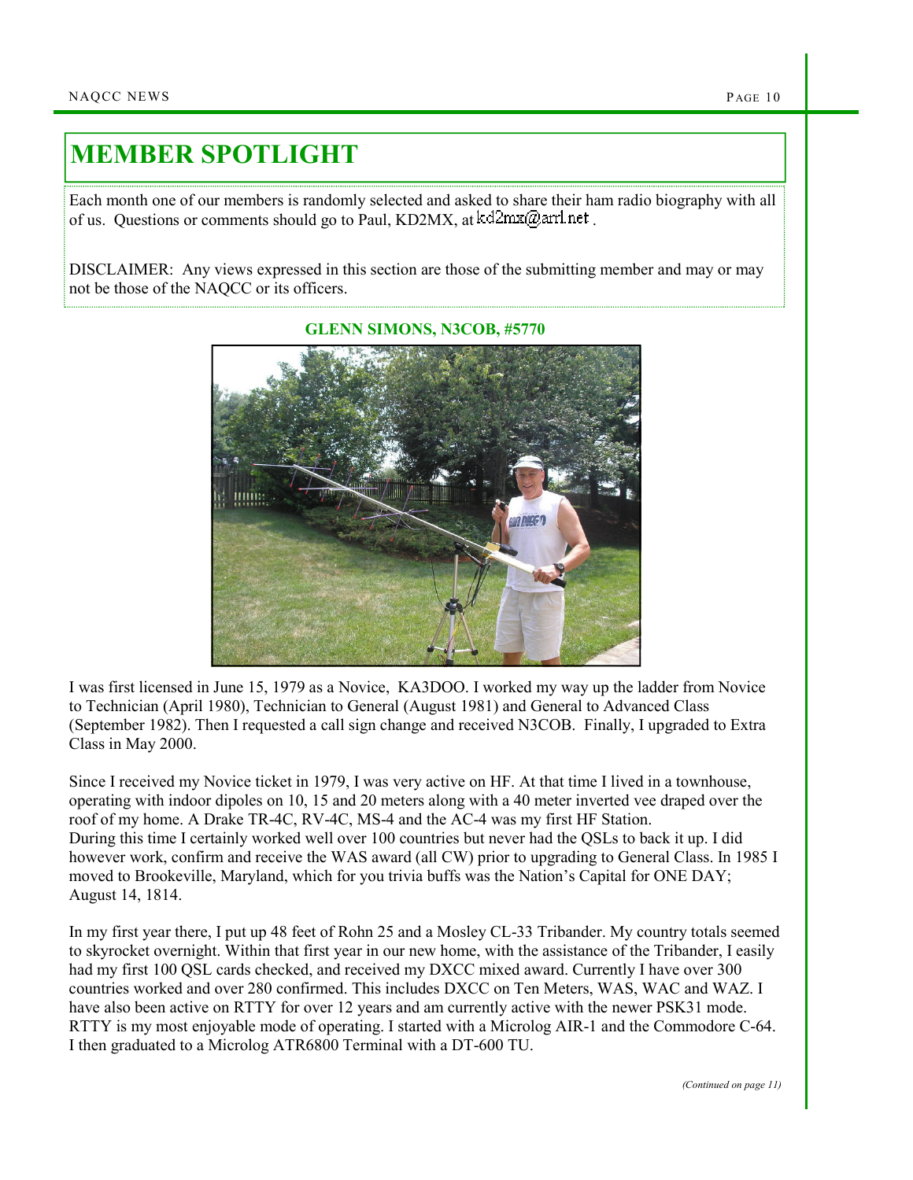# MEMBER SPOTLIGHT

Each month one of our members is randomly selected and asked to share their ham radio biography with all of us. Questions or comments should go to Paul, KD2MX, at kd2mx@arrl.net .

DISCLAIMER: Any views expressed in this section are those of the submitting member and may or may not be those of the NAQCC or its officers.

## GLENN SIMONS, N3COB, #5770

I was first licensed in June 15, 1979 as a Novice, KA3DOO. I worked my way up the ladder from Novice to Technician (April 1980), Technician to General (August 1981) and General to Advanced Class (September 1982). Then I requested a call sign change and received N3COB. Finally, I upgraded to Extra Class in May 2000.

Since I received my Novice ticket in 1979, I was very active on HF. At that time I lived in a townhouse, operating with indoor dipoles on 10, 15 and 20 meters along with a 40 meter inverted vee draped over the roof of my home. A Drake TR-4C, RV-4C, MS-4 and the AC-4 was my first HF Station.
During this time I certainly worked well over 100 countries but never had the QSLs to back it up. I did however work, confirm and receive the WAS award (all CW) prior to upgrading to General Class. In 1985 I moved to Brookeville, Maryland, which for you trivia buffs was the Nation's Capital for ONE DAY; August 14, 1814.

In my first year there, I put up 48 feet of Rohn 25 and a Mosley CL-33 Tribander. My country totals seemed to skyrocket overnight. Within that first year in our new home, with the assistance of the Tribander, I easily had my first 100 QSL cards checked, and received my DXCC mixed award. Currently I have over 300 countries worked and over 280 confirmed. This includes DXCC on Ten Meters, WAS, WAC and WAZ. I have also been active on RTTY for over 12 years and am currently active with the newer PSK31 mode. RTTY is my most enjoyable mode of operating. I started with a Microlog AIR-1 and the Commodore C-64. I then graduated to a Microlog ATR6800 Terminal with a DT-600 TU.

*(Continued on page 11)*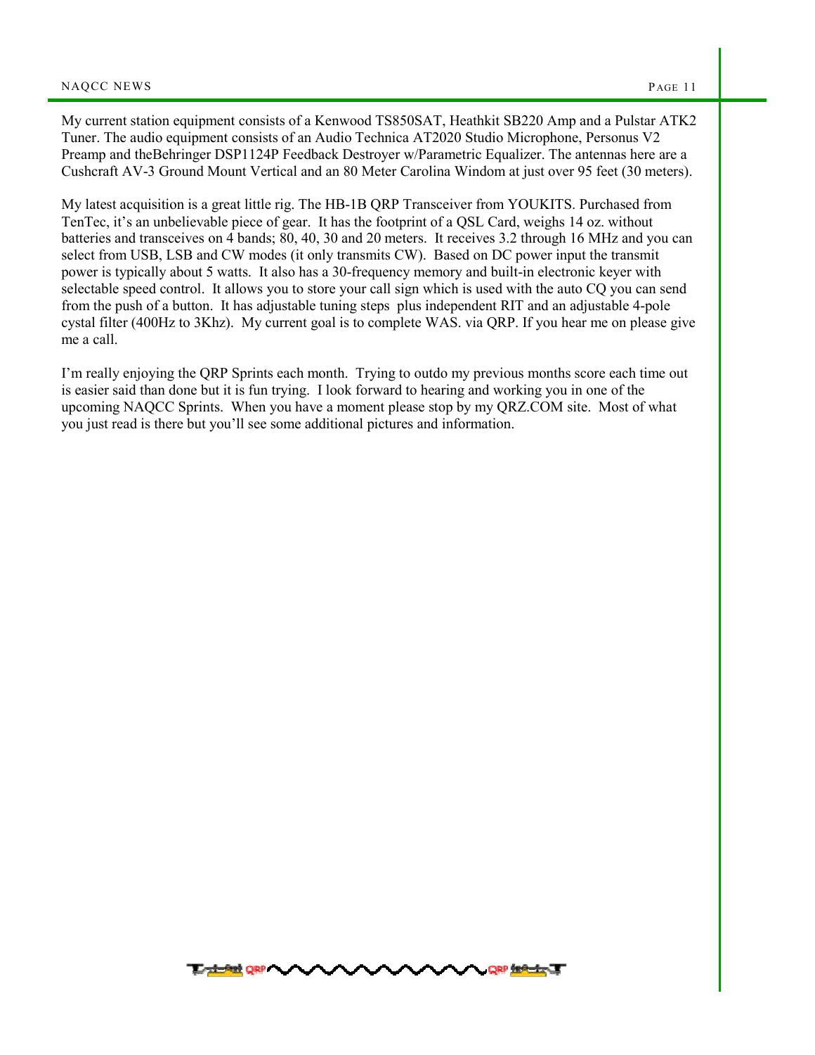My current station equipment consists of a Kenwood TS850SAT, Heathkit SB220 Amp and a Pulstar ATK2 Tuner. The audio equipment consists of an Audio Technica AT2020 Studio Microphone, Personus V2 Preamp and theBehringer DSP1124P Feedback Destroyer w/Parametric Equalizer. The antennas here are a Cushcraft AV-3 Ground Mount Vertical and an 80 Meter Carolina Windom at just over 95 feet (30 meters).

My latest acquisition is a great little rig. The HB-1B QRP Transceiver from YOUKITS. Purchased from TenTec, it's an unbelievable piece of gear. It has the footprint of a QSL Card, weighs 14 oz. without batteries and transceives on 4 bands; 80, 40, 30 and 20 meters. It receives 3.2 through 16 MHz and you can select from USB, LSB and CW modes (it only transmits CW). Based on DC power input the transmit power is typically about 5 watts. It also has a 30-frequency memory and built-in electronic keyer with selectable speed control. It allows you to store your call sign which is used with the auto CQ you can send from the push of a button. It has adjustable tuning steps plus independent RIT and an adjustable 4-pole cystal filter (400Hz to 3Khz). My current goal is to complete WAS. via QRP. If you hear me on please give me a call.

I'm really enjoying the QRP Sprints each month. Trying to outdo my previous months score each time out is easier said than done but it is fun trying. I look forward to hearing and working you in one of the upcoming NAQCC Sprints. When you have a moment please stop by my QRZ.COM site. Most of what you just read is there but you'll see some additional pictures and information.